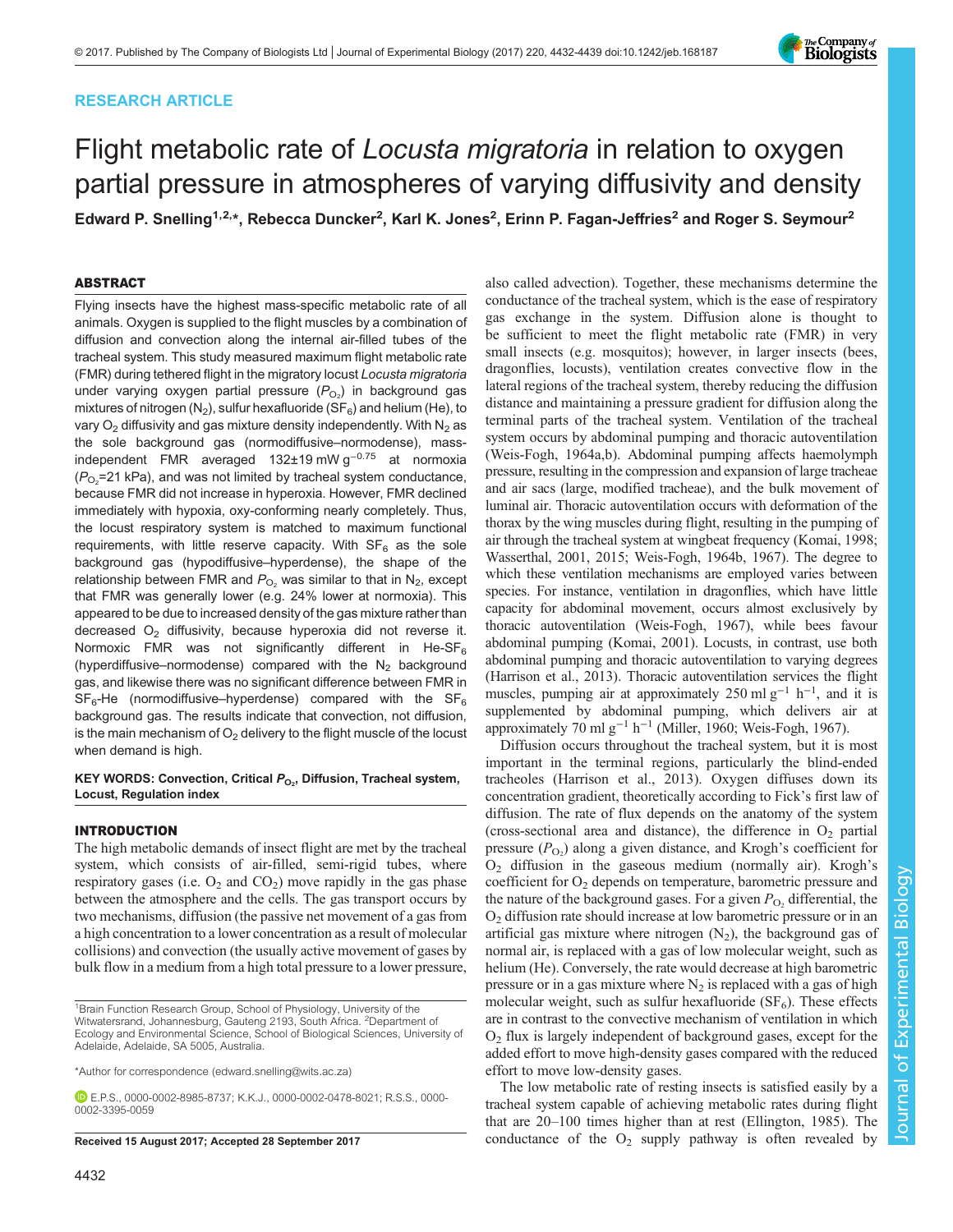RESEARCH ARTICLE

# Flight metabolic rate of *Locusta migratoria* in relation to oxygen partial pressure in atmospheres of varying diffusivity and density

**Edward P. Snelling[1,2,*], Rebecca Duncker[2], Karl K. Jones[2], Erinn P. Fagan-Jeffries[2] and Roger S. Seymour[2]**

## ABSTRACT

Flying insects have the highest mass-specific metabolic rate of all animals. Oxygen is supplied to the flight muscles by a combination of diffusion and convection along the internal air-filled tubes of the tracheal system. This study measured maximum flight metabolic rate (FMR) during tethered flight in the migratory locust *Locusta migratoria* under varying oxygen partial pressure ($P_{O_2}$) in background gas mixtures of nitrogen ($N_2$), sulfur hexafluoride ($SF_6$) and helium (He), to vary $O_2$ diffusivity and gas mixture density independently. With $N_2$ as the sole background gas (normodiffusive–normodense), mass-independent FMR averaged 132±19 mW g$^{-0.75}$ at normoxia ($P_{O_2}$=21 kPa), and was not limited by tracheal system conductance, because FMR did not increase in hyperoxia. However, FMR declined immediately with hypoxia, oxy-conforming nearly completely. Thus, the locust respiratory system is matched to maximum functional requirements, with little reserve capacity. With $SF_6$ as the sole background gas (hypodiffusive–hyperdense), the shape of the relationship between FMR and $P_{O_2}$ was similar to that in $N_2$, except that FMR was generally lower (e.g. 24% lower at normoxia). This appeared to be due to increased density of the gas mixture rather than decreased $O_2$ diffusivity, because hyperoxia did not reverse it. Normoxic FMR was not significantly different in He-$SF_6$ (hyperdiffusive–normodense) compared with the $N_2$ background gas, and likewise there was no significant difference between FMR in $SF_6$-He (normodiffusive–hyperdense) compared with the $SF_6$ background gas. The results indicate that convection, not diffusion, is the main mechanism of $O_2$ delivery to the flight muscle of the locust when demand is high.

**KEY WORDS: Convection, Critical $P_{O_2}$, Diffusion, Tracheal system, Locust, Regulation index**

## INTRODUCTION

The high metabolic demands of insect flight are met by the tracheal system, which consists of air-filled, semi-rigid tubes, where respiratory gases (i.e. $O_2$ and $CO_2$) move rapidly in the gas phase between the atmosphere and the cells. The gas transport occurs by two mechanisms, diffusion (the passive net movement of a gas from a high concentration to a lower concentration as a result of molecular collisions) and convection (the usually active movement of gases by bulk flow in a medium from a high total pressure to a lower pressure, also called advection). Together, these mechanisms determine the conductance of the tracheal system, which is the ease of respiratory gas exchange in the system. Diffusion alone is thought to be sufficient to meet the flight metabolic rate (FMR) in very small insects (e.g. mosquitos); however, in larger insects (bees, dragonflies, locusts), ventilation creates convective flow in the lateral regions of the tracheal system, thereby reducing the diffusion distance and maintaining a pressure gradient for diffusion along the terminal parts of the tracheal system. Ventilation of the tracheal system occurs by abdominal pumping and thoracic autoventilation (Weis-Fogh, 1964a,b). Abdominal pumping affects haemolymph pressure, resulting in the compression and expansion of large tracheae and air sacs (large, modified tracheae), and the bulk movement of luminal air. Thoracic autoventilation occurs with deformation of the thorax by the wing muscles during flight, resulting in the pumping of air through the tracheal system at wingbeat frequency (Komai, 1998; Wasserthal, 2001, 2015; Weis-Fogh, 1964b, 1967). The degree to which these ventilation mechanisms are employed varies between species. For instance, ventilation in dragonflies, which have little capacity for abdominal movement, occurs almost exclusively by thoracic autoventilation (Weis-Fogh, 1967), while bees favour abdominal pumping (Komai, 2001). Locusts, in contrast, use both abdominal pumping and thoracic autoventilation to varying degrees (Harrison et al., 2013). Thoracic autoventilation services the flight muscles, pumping air at approximately 250 ml g$^{-1}$ h$^{-1}$, and it is supplemented by abdominal pumping, which delivers air at approximately 70 ml g$^{-1}$ h$^{-1}$ (Miller, 1960; Weis-Fogh, 1967).

Diffusion occurs throughout the tracheal system, but it is most important in the terminal regions, particularly the blind-ended tracheoles (Harrison et al., 2013). Oxygen diffuses down its concentration gradient, theoretically according to Fick's first law of diffusion. The rate of flux depends on the anatomy of the system (cross-sectional area and distance), the difference in $O_2$ partial pressure ($P_{O_2}$) along a given distance, and Krogh's coefficient for $O_2$ diffusion in the gaseous medium (normally air). Krogh's coefficient for $O_2$ depends on temperature, barometric pressure and the nature of the background gases. For a given $P_{O_2}$ differential, the $O_2$ diffusion rate should increase at low barometric pressure or in an artificial gas mixture where nitrogen ($N_2$), the background gas of normal air, is replaced with a gas of low molecular weight, such as helium (He). Conversely, the rate would decrease at high barometric pressure or in a gas mixture where $N_2$ is replaced with a gas of high molecular weight, such as sulfur hexafluoride ($SF_6$). These effects are in contrast to the convective mechanism of ventilation in which $O_2$ flux is largely independent of background gases, except for the added effort to move high-density gases compared with the reduced effort to move low-density gases.

The low metabolic rate of resting insects is satisfied easily by a tracheal system capable of achieving metabolic rates during flight that are 20–100 times higher than at rest (Ellington, 1985). The conductance of the $O_2$ supply pathway is often revealed by

[1]Brain Function Research Group, School of Physiology, University of the Witwatersrand, Johannesburg, Gauteng 2193, South Africa. [2]Department of Ecology and Environmental Science, School of Biological Sciences, University of Adelaide, Adelaide, SA 5005, Australia.

*Author for correspondence (edward.snelling@wits.ac.za)

E.P.S., 0000-0002-8985-8737; K.K.J., 0000-0002-0478-8021; R.S.S., 0000-0002-3395-0059

**Received 15 August 2017; Accepted 28 September 2017**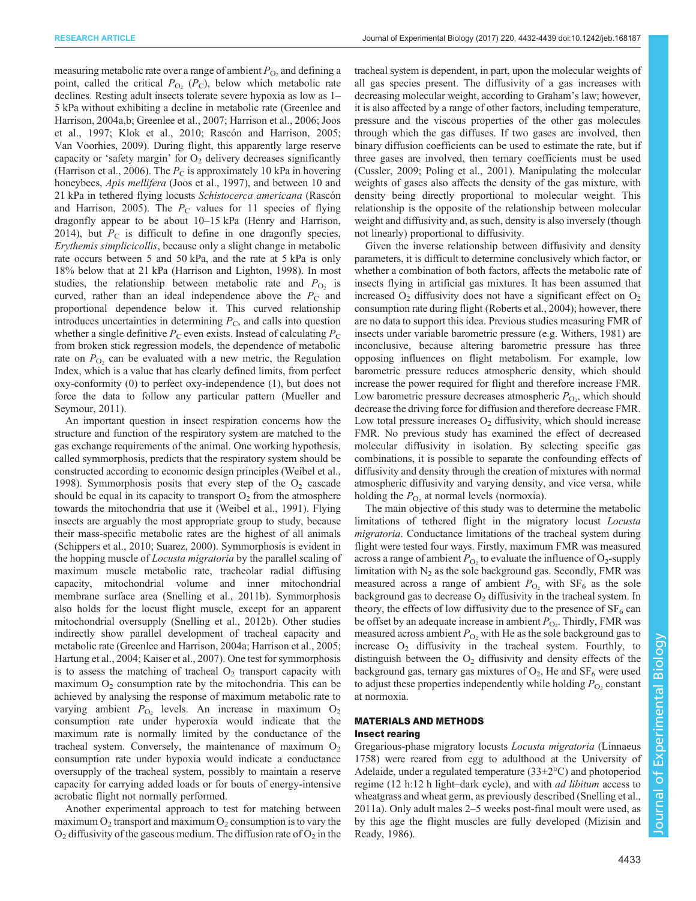measuring metabolic rate over a range of ambient $P_{O_2}$ and defining a point, called the critical $P_{O_2}$ ($P_C$), below which metabolic rate declines. Resting adult insects tolerate severe hypoxia as low as 1–5 kPa without exhibiting a decline in metabolic rate (Greenlee and Harrison, 2004a,b; Greenlee et al., 2007; Harrison et al., 2006; Joos et al., 1997; Klok et al., 2010; Rascón and Harrison, 2005; Van Voorhies, 2009). During flight, this apparently large reserve capacity or 'safety margin' for $O_2$ delivery decreases significantly (Harrison et al., 2006). The $P_C$ is approximately 10 kPa in hovering honeybees, *Apis mellifera* (Joos et al., 1997), and between 10 and 21 kPa in tethered flying locusts *Schistocerca americana* (Rascón and Harrison, 2005). The $P_C$ values for 11 species of flying dragonfly appear to be about 10–15 kPa (Henry and Harrison, 2014), but $P_C$ is difficult to define in one dragonfly species, *Erythemis simplicicollis*, because only a slight change in metabolic rate occurs between 5 and 50 kPa, and the rate at 5 kPa is only 18% below that at 21 kPa (Harrison and Lighton, 1998). In most studies, the relationship between metabolic rate and $P_{O_2}$ is curved, rather than an ideal independence above the $P_C$ and proportional dependence below it. This curved relationship introduces uncertainties in determining $P_C$, and calls into question whether a single definitive $P_C$ even exists. Instead of calculating $P_C$ from broken stick regression models, the dependence of metabolic rate on $P_{O_2}$ can be evaluated with a new metric, the Regulation Index, which is a value that has clearly defined limits, from perfect oxy-conformity (0) to perfect oxy-independence (1), but does not force the data to follow any particular pattern (Mueller and Seymour, 2011).

An important question in insect respiration concerns how the structure and function of the respiratory system are matched to the gas exchange requirements of the animal. One working hypothesis, called symmorphosis, predicts that the respiratory system should be constructed according to economic design principles (Weibel et al., 1998). Symmorphosis posits that every step of the $O_2$ cascade should be equal in its capacity to transport $O_2$ from the atmosphere towards the mitochondria that use it (Weibel et al., 1991). Flying insects are arguably the most appropriate group to study, because their mass-specific metabolic rates are the highest of all animals (Schippers et al., 2010; Suarez, 2000). Symmorphosis is evident in the hopping muscle of *Locusta migratoria* by the parallel scaling of maximum muscle metabolic rate, tracheolar radial diffusing capacity, mitochondrial volume and inner mitochondrial membrane surface area (Snelling et al., 2011b). Symmorphosis also holds for the locust flight muscle, except for an apparent mitochondrial oversupply (Snelling et al., 2012b). Other studies indirectly show parallel development of tracheal capacity and metabolic rate (Greenlee and Harrison, 2004a; Harrison et al., 2005; Hartung et al., 2004; Kaiser et al., 2007). One test for symmorphosis is to assess the matching of tracheal $O_2$ transport capacity with maximum $O_2$ consumption rate by the mitochondria. This can be achieved by analysing the response of maximum metabolic rate to varying ambient $P_{O_2}$ levels. An increase in maximum $O_2$ consumption rate under hyperoxia would indicate that the maximum rate is normally limited by the conductance of the tracheal system. Conversely, the maintenance of maximum $O_2$ consumption rate under hypoxia would indicate a conductance oversupply of the tracheal system, possibly to maintain a reserve capacity for carrying added loads or for bouts of energy-intensive acrobatic flight not normally performed.

Another experimental approach to test for matching between maximum $O_2$ transport and maximum $O_2$ consumption is to vary the $O_2$ diffusivity of the gaseous medium. The diffusion rate of $O_2$ in the tracheal system is dependent, in part, upon the molecular weights of all gas species present. The diffusivity of a gas increases with decreasing molecular weight, according to Graham's law; however, it is also affected by a range of other factors, including temperature, pressure and the viscous properties of the other gas molecules through which the gas diffuses. If two gases are involved, then binary diffusion coefficients can be used to estimate the rate, but if three gases are involved, then ternary coefficients must be used (Cussler, 2009; Poling et al., 2001). Manipulating the molecular weights of gases also affects the density of the gas mixture, with density being directly proportional to molecular weight. This relationship is the opposite of the relationship between molecular weight and diffusivity and, as such, density is also inversely (though not linearly) proportional to diffusivity.

Given the inverse relationship between diffusivity and density parameters, it is difficult to determine conclusively which factor, or whether a combination of both factors, affects the metabolic rate of insects flying in artificial gas mixtures. It has been assumed that increased $O_2$ diffusivity does not have a significant effect on $O_2$ consumption rate during flight (Roberts et al., 2004); however, there are no data to support this idea. Previous studies measuring FMR of insects under variable barometric pressure (e.g. Withers, 1981) are inconclusive, because altering barometric pressure has three opposing influences on flight metabolism. For example, low barometric pressure reduces atmospheric density, which should increase the power required for flight and therefore increase FMR. Low barometric pressure decreases atmospheric $P_{O_2}$, which should decrease the driving force for diffusion and therefore decrease FMR. Low total pressure increases $O_2$ diffusivity, which should increase FMR. No previous study has examined the effect of decreased molecular diffusivity in isolation. By selecting specific gas combinations, it is possible to separate the confounding effects of diffusivity and density through the creation of mixtures with normal atmospheric diffusivity and varying density, and vice versa, while holding the $P_{O_2}$ at normal levels (normoxia).

The main objective of this study was to determine the metabolic limitations of tethered flight in the migratory locust *Locusta migratoria*. Conductance limitations of the tracheal system during flight were tested four ways. Firstly, maximum FMR was measured across a range of ambient $P_{O_2}$ to evaluate the influence of $O_2$-supply limitation with $N_2$ as the sole background gas. Secondly, FMR was measured across a range of ambient $P_{O_2}$ with $SF_6$ as the sole background gas to decrease $O_2$ diffusivity in the tracheal system. In theory, the effects of low diffusivity due to the presence of $SF_6$ can be offset by an adequate increase in ambient $P_{O_2}$. Thirdly, FMR was measured across ambient $P_{O_2}$ with He as the sole background gas to increase $O_2$ diffusivity in the tracheal system. Fourthly, to distinguish between the $O_2$ diffusivity and density effects of the background gas, ternary gas mixtures of $O_2$, He and $SF_6$ were used to adjust these properties independently while holding $P_{O_2}$ constant at normoxia.

## MATERIALS AND METHODS

### Insect rearing

Gregarious-phase migratory locusts *Locusta migratoria* (Linnaeus 1758) were reared from egg to adulthood at the University of Adelaide, under a regulated temperature (33±2°C) and photoperiod regime (12 h:12 h light–dark cycle), and with *ad libitum* access to wheatgrass and wheat germ, as previously described (Snelling et al., 2011a). Only adult males 2–5 weeks post-final moult were used, as by this age the flight muscles are fully developed (Mizisin and Ready, 1986).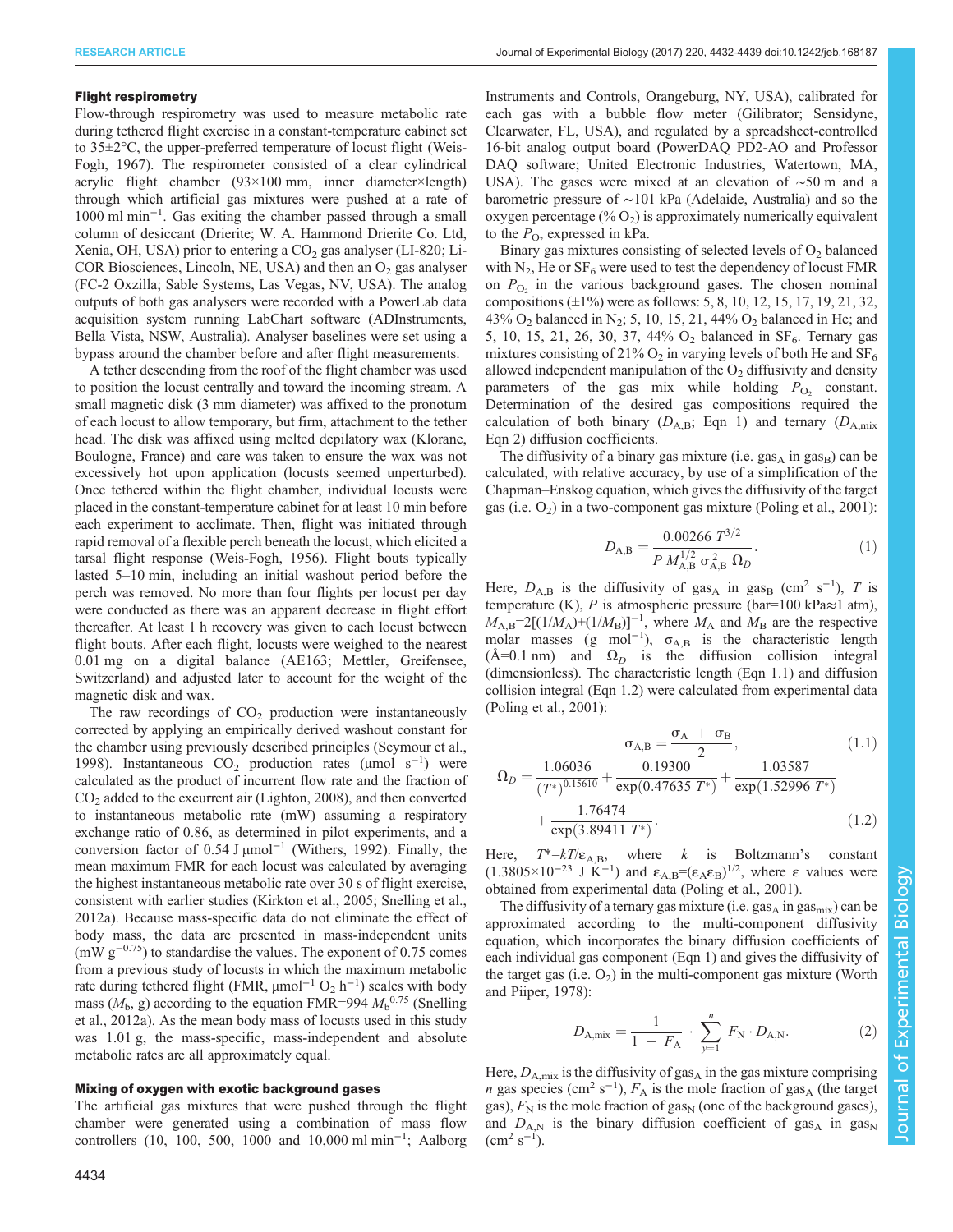### Flight respirometry

Flow-through respirometry was used to measure metabolic rate during tethered flight exercise in a constant-temperature cabinet set to 35±2°C, the upper-preferred temperature of locust flight (Weis-Fogh, 1967). The respirometer consisted of a clear cylindrical acrylic flight chamber (93×100 mm, inner diameter×length) through which artificial gas mixtures were pushed at a rate of 1000 ml $min^{-1}$. Gas exiting the chamber passed through a small column of desiccant (Drierite; W. A. Hammond Drierite Co. Ltd, Xenia, OH, USA) prior to entering a $CO_2$ gas analyser (LI-820; Li-COR Biosciences, Lincoln, NE, USA) and then an $O_2$ gas analyser (FC-2 Oxzilla; Sable Systems, Las Vegas, NV, USA). The analog outputs of both gas analysers were recorded with a PowerLab data acquisition system running LabChart software (ADInstruments, Bella Vista, NSW, Australia). Analyser baselines were set using a bypass around the chamber before and after flight measurements.

A tether descending from the roof of the flight chamber was used to position the locust centrally and toward the incoming stream. A small magnetic disk (3 mm diameter) was affixed to the pronotum of each locust to allow temporary, but firm, attachment to the tether head. The disk was affixed using melted depilatory wax (Klorane, Boulogne, France) and care was taken to ensure the wax was not excessively hot upon application (locusts seemed unperturbed). Once tethered within the flight chamber, individual locusts were placed in the constant-temperature cabinet for at least 10 min before each experiment to acclimate. Then, flight was initiated through rapid removal of a flexible perch beneath the locust, which elicited a tarsal flight response (Weis-Fogh, 1956). Flight bouts typically lasted 5–10 min, including an initial washout period before the perch was removed. No more than four flights per locust per day were conducted as there was an apparent decrease in flight effort thereafter. At least 1 h recovery was given to each locust between flight bouts. After each flight, locusts were weighed to the nearest 0.01 mg on a digital balance (AE163; Mettler, Greifensee, Switzerland) and adjusted later to account for the weight of the magnetic disk and wax.

The raw recordings of $CO_2$ production were instantaneously corrected by applying an empirically derived washout constant for the chamber using previously described principles (Seymour et al., 1998). Instantaneous $CO_2$ production rates (µmol $s^{-1}$) were calculated as the product of incurrent flow rate and the fraction of $CO_2$ added to the excurrent air (Lighton, 2008), and then converted to instantaneous metabolic rate (mW) assuming a respiratory exchange ratio of 0.86, and a conversion factor of 0.54 J µ$mol^{-1}$ (Withers, 1992). Finally, the mean maximum FMR for each locust was calculated by averaging the highest instantaneous metabolic rate over 30 s of flight exercise, consistent with earlier studies (Kirkton et al., 2005; Snelling et al., 2012a). Because mass-specific data do not eliminate the effect of body mass, the data are presented in mass-independent units (mW $g^{-0.75}$) to standardise the values. The exponent of 0.75 comes from a previous study of locusts in which the maximum metabolic rate during tethered flight (FMR, µ$mol^{-1}$ $O_2$ $h^{-1}$) scales with body mass ($M_b$, g) according to the equation FMR=994 $M_b^{0.75}$ (Snelling et al., 2012a). As the mean body mass of locusts used in this study was 1.01 g, the mass-specific, mass-independent and absolute metabolic rates are all approximately equal.

### Mixing of oxygen with exotic background gases

The artificial gas mixtures that were pushed through the flight chamber were generated using a combination of mass flow controllers (10, 100, 500, 1000 and 10,000 ml $min^{-1}$; Aalborg Instruments and Controls, Orangeburg, NY, USA), calibrated for each gas with a bubble flow meter (Gilibrator; Sensidyne, Clearwater, FL, USA), and regulated by a spreadsheet-controlled 16-bit analog output board (PowerDAQ PD2-AO and Professor DAQ software; United Electronic Industries, Watertown, MA, USA). The gases were mixed at an elevation of ∼50 m and a barometric pressure of ∼101 kPa (Adelaide, Australia) and so the oxygen percentage (% $O_2$) is approximately numerically equivalent to the $P_{O_2}$ expressed in kPa.

Binary gas mixtures consisting of selected levels of $O_2$ balanced with $N_2$, He or $SF_6$ were used to test the dependency of locust FMR on $P_{O_2}$ in the various background gases. The chosen nominal compositions (±1%) were as follows: 5, 8, 10, 12, 15, 17, 19, 21, 32, 43% $O_2$ balanced in $N_2$; 5, 10, 15, 21, 44% $O_2$ balanced in He; and 5, 10, 15, 21, 26, 30, 37, 44% $O_2$ balanced in $SF_6$. Ternary gas mixtures consisting of 21% $O_2$ in varying levels of both He and $SF_6$ allowed independent manipulation of the $O_2$ diffusivity and density parameters of the gas mix while holding $P_{O_2}$ constant. Determination of the desired gas compositions required the calculation of both binary ($D_{A,B}$; Eqn 1) and ternary ($D_{A,mix}$ Eqn 2) diffusion coefficients.

The diffusivity of a binary gas mixture (i.e. $gas_A$ in $gas_B$) can be calculated, with relative accuracy, by use of a simplification of the Chapman–Enskog equation, which gives the diffusivity of the target gas (i.e. $O_2$) in a two-component gas mixture (Poling et al., 2001):

$$D_{A,B} = \frac{0.00266\, T^{3/2}}{P\, M_{A,B}^{1/2}\, \sigma_{A,B}^{2}\, \Omega_D}. \tag{1}$$

Here, $D_{A,B}$ is the diffusivity of $gas_A$ in $gas_B$ ($cm^2$ $s^{-1}$), $T$ is temperature (K), $P$ is atmospheric pressure (bar=100 kPa≈1 atm), $M_{A,B}=2[(1/M_A)+(1/M_B)]^{-1}$, where $M_A$ and $M_B$ are the respective molar masses (g $mol^{-1}$), $\sigma_{A,B}$ is the characteristic length (Å=0.1 nm) and $\Omega_D$ is the diffusion collision integral (dimensionless). The characteristic length (Eqn 1.1) and diffusion collision integral (Eqn 1.2) were calculated from experimental data (Poling et al., 2001):

$$\sigma_{A,B} = \frac{\sigma_A + \sigma_B}{2}, \tag{1.1}$$

$$\Omega_D = \frac{1.06036}{(T^*)^{0.15610}} + \frac{0.19300}{\exp(0.47635\, T^*)} + \frac{1.03587}{\exp(1.52996\, T^*)} + \frac{1.76474}{\exp(3.89411\, T^*)}. \tag{1.2}$$

Here, $T^*=kT/\varepsilon_{A,B}$, where $k$ is Boltzmann's constant ($1.3805\times10^{-23}$ J $K^{-1}$) and $\varepsilon_{A,B}=(\varepsilon_A\varepsilon_B)^{1/2}$, where $\varepsilon$ values were obtained from experimental data (Poling et al., 2001).

The diffusivity of a ternary gas mixture (i.e. $gas_A$ in $gas_{mix}$) can be approximated according to the multi-component diffusivity equation, which incorporates the binary diffusion coefficients of each individual gas component (Eqn 1) and gives the diffusivity of the target gas (i.e. $O_2$) in the multi-component gas mixture (Worth and Piiper, 1978):

$$D_{A,mix} = \frac{1}{1 - F_A} \cdot \sum_{y=1}^{n} F_N \cdot D_{A,N}. \tag{2}$$

Here, $D_{A,mix}$ is the diffusivity of $gas_A$ in the gas mixture comprising $n$ gas species ($cm^2$ $s^{-1}$), $F_A$ is the mole fraction of $gas_A$ (the target gas), $F_N$ is the mole fraction of $gas_N$ (one of the background gases), and $D_{A,N}$ is the binary diffusion coefficient of $gas_A$ in $gas_N$ ($cm^2$ $s^{-1}$).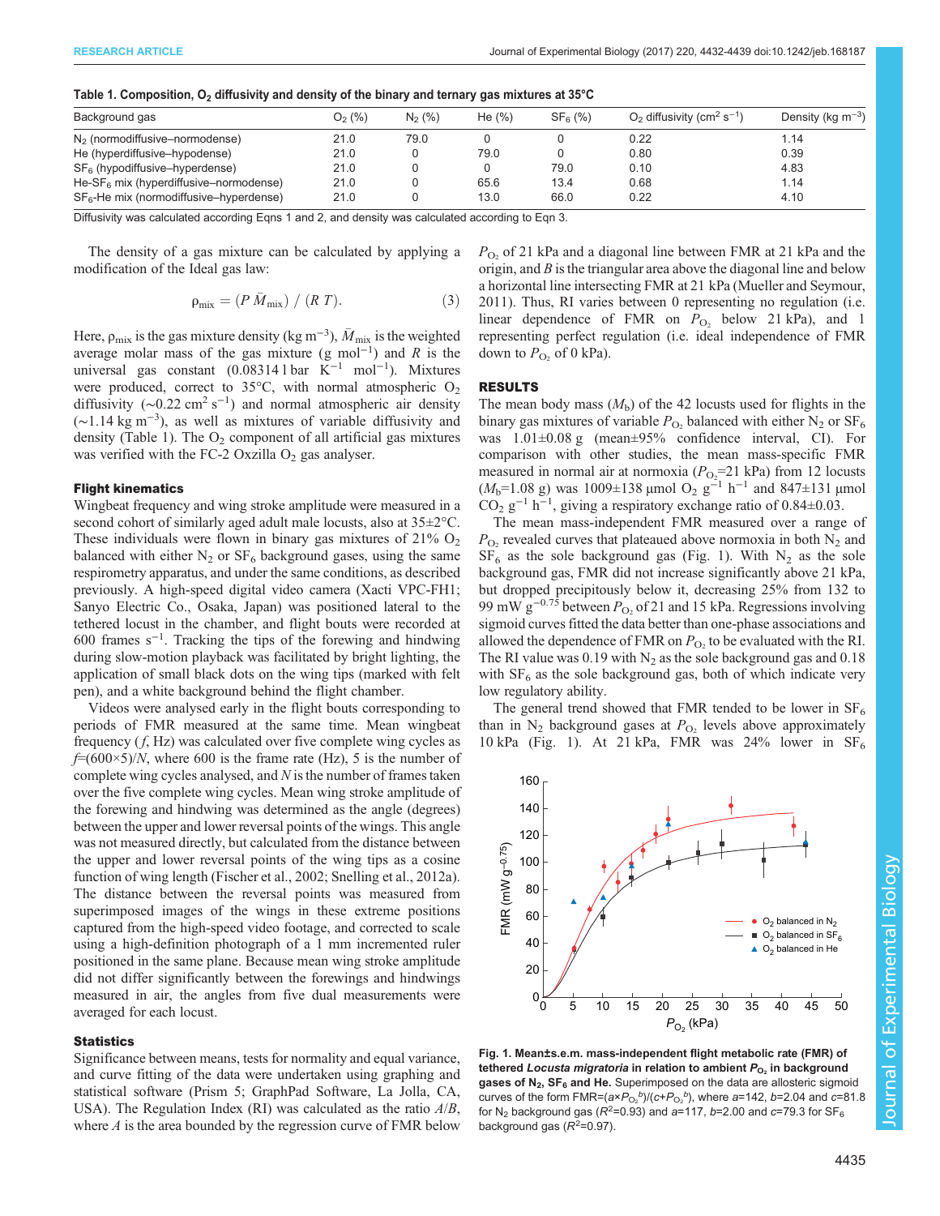**Table 1. Composition, $O_2$ diffusivity and density of the binary and ternary gas mixtures at 35°C**

| Background gas | $O_2$ (%) | $N_2$ (%) | He (%) | $SF_6$ (%) | $O_2$ diffusivity ($cm^2\ s^{-1}$) | Density ($kg\ m^{-3}$) |
|---|---|---|---|---|---|---|
| $N_2$ (normodiffusive–normodense) | 21.0 | 79.0 | 0 | 0 | 0.22 | 1.14 |
| He (hyperdiffusive–hypodense) | 21.0 | 0 | 79.0 | 0 | 0.80 | 0.39 |
| $SF_6$ (hypodiffusive–hyperdense) | 21.0 | 0 | 0 | 79.0 | 0.10 | 4.83 |
| He-$SF_6$ mix (hyperdiffusive–normodense) | 21.0 | 0 | 65.6 | 13.4 | 0.68 | 1.14 |
| $SF_6$-He mix (normodiffusive–hyperdense) | 21.0 | 0 | 13.0 | 66.0 | 0.22 | 4.10 |

Diffusivity was calculated according Eqns 1 and 2, and density was calculated according to Eqn 3.

The density of a gas mixture can be calculated by applying a modification of the Ideal gas law:

$$\rho_{mix} = (P\ \bar{M}_{mix})\ /\ (R\ T). \tag{3}$$

Here, $\rho_{mix}$ is the gas mixture density ($kg\ m^{-3}$), $\bar{M}_{mix}$ is the weighted average molar mass of the gas mixture ($g\ mol^{-1}$) and $R$ is the universal gas constant ($0.08314\ l\ bar\ K^{-1}\ mol^{-1}$). Mixtures were produced, correct to 35°C, with normal atmospheric $O_2$ diffusivity (~$0.22\ cm^2\ s^{-1}$) and normal atmospheric air density (~$1.14\ kg\ m^{-3}$), as well as mixtures of variable diffusivity and density (Table 1). The $O_2$ component of all artificial gas mixtures was verified with the FC-2 Oxzilla $O_2$ gas analyser.

### Flight kinematics

Wingbeat frequency and wing stroke amplitude were measured in a second cohort of similarly aged adult male locusts, also at 35±2°C. These individuals were flown in binary gas mixtures of 21% $O_2$ balanced with either $N_2$ or $SF_6$ background gases, using the same respirometry apparatus, and under the same conditions, as described previously. A high-speed digital video camera (Xacti VPC-FH1; Sanyo Electric Co., Osaka, Japan) was positioned lateral to the tethered locust in the chamber, and flight bouts were recorded at 600 frames $s^{-1}$. Tracking the tips of the forewing and hindwing during slow-motion playback was facilitated by bright lighting, the application of small black dots on the wing tips (marked with felt pen), and a white background behind the flight chamber.

Videos were analysed early in the flight bouts corresponding to periods of FMR measured at the same time. Mean wingbeat frequency ($f$, Hz) was calculated over five complete wing cycles as $f$=(600×5)/$N$, where 600 is the frame rate (Hz), 5 is the number of complete wing cycles analysed, and $N$ is the number of frames taken over the five complete wing cycles. Mean wing stroke amplitude of the forewing and hindwing was determined as the angle (degrees) between the upper and lower reversal points of the wings. This angle was not measured directly, but calculated from the distance between the upper and lower reversal points of the wing tips as a cosine function of wing length (Fischer et al., 2002; Snelling et al., 2012a). The distance between the reversal points was measured from superimposed images of the wings in these extreme positions captured from the high-speed video footage, and corrected to scale using a high-definition photograph of a 1 mm incremented ruler positioned in the same plane. Because mean wing stroke amplitude did not differ significantly between the forewings and hindwings measured in air, the angles from five dual measurements were averaged for each locust.

### Statistics

Significance between means, tests for normality and equal variance, and curve fitting of the data were undertaken using graphing and statistical software (Prism 5; GraphPad Software, La Jolla, CA, USA). The Regulation Index (RI) was calculated as the ratio $A/B$, where $A$ is the area bounded by the regression curve of FMR below $P_{O_2}$ of 21 kPa and a diagonal line between FMR at 21 kPa and the origin, and $B$ is the triangular area above the diagonal line and below a horizontal line intersecting FMR at 21 kPa (Mueller and Seymour, 2011). Thus, RI varies between 0 representing no regulation (i.e. linear dependence of FMR on $P_{O_2}$ below 21 kPa), and 1 representing perfect regulation (i.e. ideal independence of FMR down to $P_{O_2}$ of 0 kPa).

## RESULTS

The mean body mass ($M_b$) of the 42 locusts used for flights in the binary gas mixtures of variable $P_{O_2}$ balanced with either $N_2$ or $SF_6$ was 1.01±0.08 g (mean±95% confidence interval, CI). For comparison with other studies, the mean mass-specific FMR measured in normal air at normoxia ($P_{O_2}$=21 kPa) from 12 locusts ($M_b$=1.08 g) was 1009±138 μmol $O_2\ g^{-1}\ h^{-1}$ and 847±131 μmol $CO_2\ g^{-1}\ h^{-1}$, giving a respiratory exchange ratio of 0.84±0.03.

The mean mass-independent FMR measured over a range of $P_{O_2}$ revealed curves that plateaued above normoxia in both $N_2$ and $SF_6$ as the sole background gas (Fig. 1). With $N_2$ as the sole background gas, FMR did not increase significantly above 21 kPa, but dropped precipitously below it, decreasing 25% from 132 to 99 mW $g^{-0.75}$ between $P_{O_2}$ of 21 and 15 kPa. Regressions involving sigmoid curves fitted the data better than one-phase associations and allowed the dependence of FMR on $P_{O_2}$ to be evaluated with the RI. The RI value was 0.19 with $N_2$ as the sole background gas and 0.18 with $SF_6$ as the sole background gas, both of which indicate very low regulatory ability.

The general trend showed that FMR tended to be lower in $SF_6$ than in $N_2$ background gases at $P_{O_2}$ levels above approximately 10 kPa (Fig. 1). At 21 kPa, FMR was 24% lower in $SF_6$

**Fig. 1. Mean±s.e.m. mass-independent flight metabolic rate (FMR) of tethered *Locusta migratoria* in relation to ambient $P_{O_2}$ in background gases of $N_2$, $SF_6$ and He.** Superimposed on the data are allosteric sigmoid curves of the form FMR=($a$×$P_{O_2}{}^{b}$)/($c$+$P_{O_2}{}^{b}$), where $a$=142, $b$=2.04 and $c$=81.8 for $N_2$ background gas ($R^2$=0.93) and $a$=117, $b$=2.00 and $c$=79.3 for $SF_6$ background gas ($R^2$=0.97).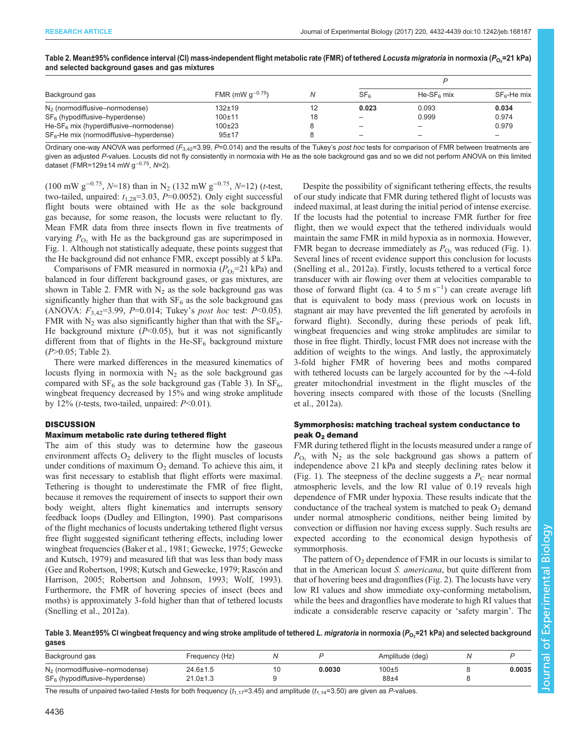Table 2. Mean±95% confidence interval (CI) mass-independent flight metabolic rate (FMR) of tethered *Locusta migratoria* in normoxia ($P_{O_2}$=21 kPa) and selected background gases and gas mixtures

| Background gas | FMR (mW $g^{-0.75}$) | N | P | | |
|---|---|---|---|---|---|
| | | | $SF_6$ | He-$SF_6$ mix | $SF_6$-He mix |
| $N_2$ (normodiffusive–normodense) | 132±19 | 12 | **0.023** | 0.093 | **0.034** |
| $SF_6$ (hypodiffusive–hyperdense) | 100±11 | 18 | – | 0.999 | 0.974 |
| He-$SF_6$ mix (hyperdiffusive–normodense) | 100±23 | 8 | – | – | 0.979 |
| $SF_6$-He mix (normodiffusive–hyperdense) | 95±17 | 8 | – | – | – |

Ordinary one-way ANOVA was performed ($F_{3,42}$=3.99, $P$=0.014) and the results of the Tukey's *post hoc* tests for comparison of FMR between treatments are given as adjusted $P$-values. Locusts did not fly consistently in normoxia with He as the sole background gas and so we did not perform ANOVA on this limited dataset (FMR=129±14 mW $g^{-0.75}$, $N$=2).

(100 mW $g^{-0.75}$, $N$=18) than in $N_2$ (132 mW $g^{-0.75}$, $N$=12) ($t$-test, two-tailed, unpaired: $t_{1,28}$=3.03, $P$=0.0052). Only eight successful flight bouts were obtained with He as the sole background gas because, for some reason, the locusts were reluctant to fly. Mean FMR data from three insects flown in five treatments of varying $P_{O_2}$ with He as the background gas are superimposed in Fig. 1. Although not statistically adequate, these points suggest that the He background did not enhance FMR, except possibly at 5 kPa.

Comparisons of FMR measured in normoxia ($P_{O_2}$=21 kPa) and balanced in four different background gases, or gas mixtures, are shown in Table 2. FMR with $N_2$ as the sole background gas was significantly higher than that with $SF_6$ as the sole background gas (ANOVA: $F_{3,42}$=3.99, $P$=0.014; Tukey's *post hoc* test: $P$<0.05). FMR with $N_2$ was also significantly higher than that with the $SF_6$-He background mixture ($P$<0.05), but it was not significantly different from that of flights in the He-$SF_6$ background mixture ($P$>0.05; Table 2).

There were marked differences in the measured kinematics of locusts flying in normoxia with $N_2$ as the sole background gas compared with $SF_6$ as the sole background gas (Table 3). In $SF_6$, wingbeat frequency decreased by 15% and wing stroke amplitude by 12% ($t$-tests, two-tailed, unpaired: $P$<0.01).

## DISCUSSION

### Maximum metabolic rate during tethered flight

The aim of this study was to determine how the gaseous environment affects $O_2$ delivery to the flight muscles of locusts under conditions of maximum $O_2$ demand. To achieve this aim, it was first necessary to establish that flight efforts were maximal. Tethering is thought to underestimate the FMR of free flight, because it removes the requirement of insects to support their own body weight, alters flight kinematics and interrupts sensory feedback loops (Dudley and Ellington, 1990). Past comparisons of the flight mechanics of locusts undertaking tethered flight versus free flight suggested significant tethering effects, including lower wingbeat frequencies (Baker et al., 1981; Gewecke, 1975; Gewecke and Kutsch, 1979) and measured lift that was less than body mass (Gee and Robertson, 1998; Kutsch and Gewecke, 1979; Rascón and Harrison, 2005; Robertson and Johnson, 1993; Wolf, 1993). Furthermore, the FMR of hovering species of insect (bees and moths) is approximately 3-fold higher than that of tethered locusts (Snelling et al., 2012a).

Despite the possibility of significant tethering effects, the results of our study indicate that FMR during tethered flight of locusts was indeed maximal, at least during the initial period of intense exercise. If the locusts had the potential to increase FMR further for free flight, then we would expect that the tethered individuals would maintain the same FMR in mild hypoxia as in normoxia. However, FMR began to decrease immediately as $P_{O_2}$ was reduced (Fig. 1). Several lines of recent evidence support this conclusion for locusts (Snelling et al., 2012a). Firstly, locusts tethered to a vertical force transducer with air flowing over them at velocities comparable to those of forward flight (ca. 4 to 5 m $s^{-1}$) can create average lift that is equivalent to body mass (previous work on locusts in stagnant air may have prevented the lift generated by aerofoils in forward flight). Secondly, during these periods of peak lift, wingbeat frequencies and wing stroke amplitudes are similar to those in free flight. Thirdly, locust FMR does not increase with the addition of weights to the wings. And lastly, the approximately 3-fold higher FMR of hovering bees and moths compared with tethered locusts can be largely accounted for by the ∼4-fold greater mitochondrial investment in the flight muscles of the hovering insects compared with those of the locusts (Snelling et al., 2012a).

### Symmorphosis: matching tracheal system conductance to peak $O_2$ demand

FMR during tethered flight in the locusts measured under a range of $P_{O_2}$ with $N_2$ as the sole background gas shows a pattern of independence above 21 kPa and steeply declining rates below it (Fig. 1). The steepness of the decline suggests a $P_C$ near normal atmospheric levels, and the low RI value of 0.19 reveals high dependence of FMR under hypoxia. These results indicate that the conductance of the tracheal system is matched to peak $O_2$ demand under normal atmospheric conditions, neither being limited by convection or diffusion nor having excess supply. Such results are expected according to the economical design hypothesis of symmorphosis.

The pattern of $O_2$ dependence of FMR in our locusts is similar to that in the American locust *S. americana*, but quite different from that of hovering bees and dragonflies (Fig. 2). The locusts have very low RI values and show immediate oxy-conforming metabolism, while the bees and dragonflies have moderate to high RI values that indicate a considerable reserve capacity or 'safety margin'. The

Table 3. Mean±95% CI wingbeat frequency and wing stroke amplitude of tethered *L. migratoria* in normoxia ($P_{O_2}$=21 kPa) and selected background gases

| Background gas | Frequency (Hz) | N | P | Amplitude (deg) | N | P |
|---|---|---|---|---|---|---|
| $N_2$ (normodiffusive–normodense) | 24.6±1.5 | 10 | **0.0030** | 100±5 | 8 | **0.0035** |
| $SF_6$ (hypodiffusive–hyperdense) | 21.0±1.3 | 9 | | 88±4 | 8 | |

The results of unpaired two-tailed $t$-tests for both frequency ($t_{1,17}$=3.45) and amplitude ($t_{1,14}$=3.50) are given as $P$-values.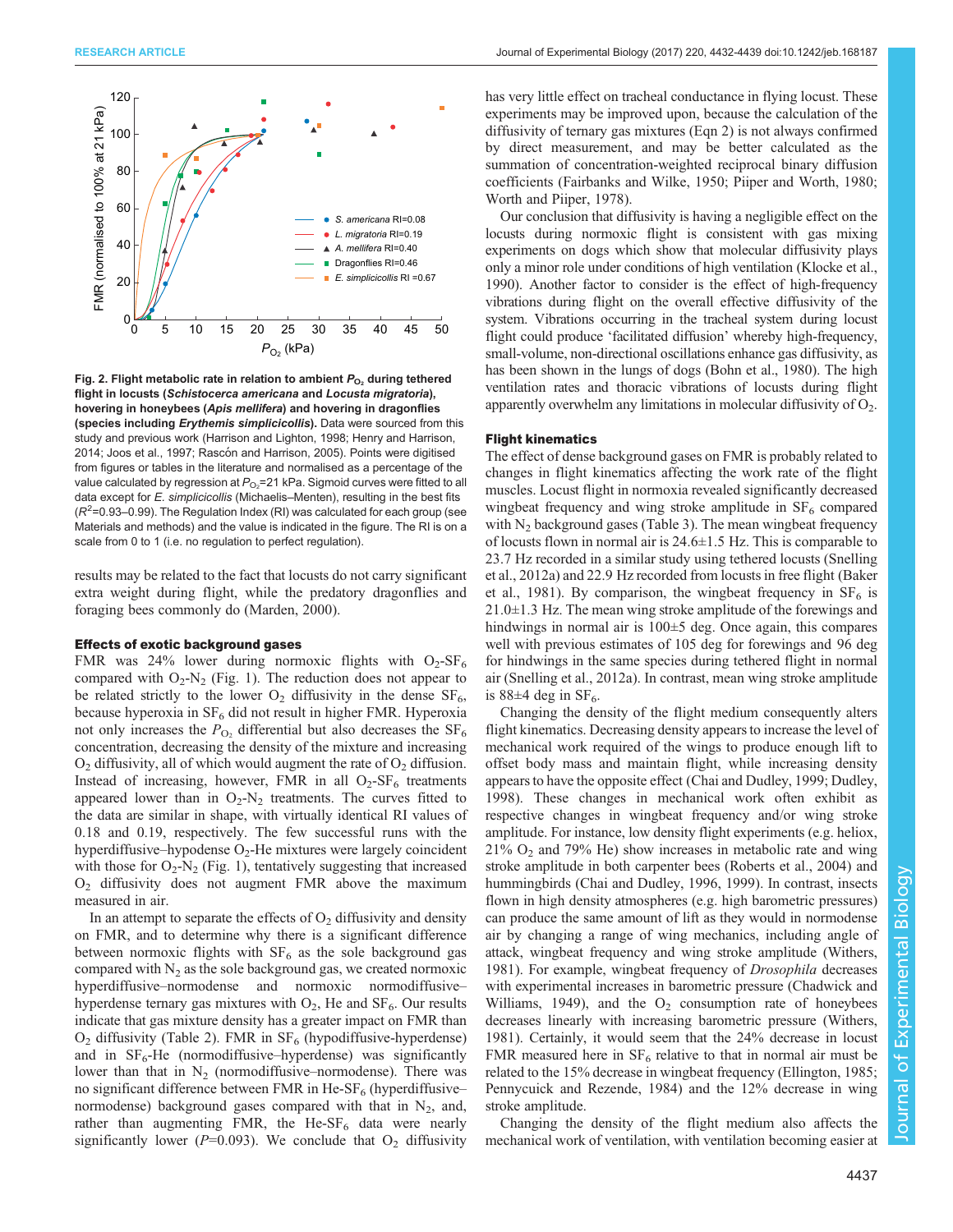Fig. 2. Flight metabolic rate in relation to ambient $P_{O_2}$ during tethered flight in locusts (*Schistocerca americana* and *Locusta migratoria*), hovering in honeybees (*Apis mellifera*) and hovering in dragonflies (species including *Erythemis simplicicollis*). Data were sourced from this study and previous work (Harrison and Lighton, 1998; Henry and Harrison, 2014; Joos et al., 1997; Rascón and Harrison, 2005). Points were digitised from figures or tables in the literature and normalised as a percentage of the value calculated by regression at $P_{O_2}$=21 kPa. Sigmoid curves were fitted to all data except for *E. simplicicollis* (Michaelis–Menten), resulting in the best fits ($R^2$=0.93–0.99). The Regulation Index (RI) was calculated for each group (see Materials and methods) and the value is indicated in the figure. The RI is on a scale from 0 to 1 (i.e. no regulation to perfect regulation).

results may be related to the fact that locusts do not carry significant extra weight during flight, while the predatory dragonflies and foraging bees commonly do (Marden, 2000).

### Effects of exotic background gases

FMR was 24% lower during normoxic flights with $O_2$-$SF_6$ compared with $O_2$-$N_2$ (Fig. 1). The reduction does not appear to be related strictly to the lower $O_2$ diffusivity in the dense $SF_6$, because hyperoxia in $SF_6$ did not result in higher FMR. Hyperoxia not only increases the $P_{O_2}$ differential but also decreases the $SF_6$ concentration, decreasing the density of the mixture and increasing $O_2$ diffusivity, all of which would augment the rate of $O_2$ diffusion. Instead of increasing, however, FMR in all $O_2$-$SF_6$ treatments appeared lower than in $O_2$-$N_2$ treatments. The curves fitted to the data are similar in shape, with virtually identical RI values of 0.18 and 0.19, respectively. The few successful runs with the hyperdiffusive–hypodense $O_2$-He mixtures were largely coincident with those for $O_2$-$N_2$ (Fig. 1), tentatively suggesting that increased $O_2$ diffusivity does not augment FMR above the maximum measured in air.

In an attempt to separate the effects of $O_2$ diffusivity and density on FMR, and to determine why there is a significant difference between normoxic flights with $SF_6$ as the sole background gas compared with $N_2$ as the sole background gas, we created normoxic hyperdiffusive–normodense and normoxic normodiffusive–hyperdense ternary gas mixtures with $O_2$, He and $SF_6$. Our results indicate that gas mixture density has a greater impact on FMR than $O_2$ diffusivity (Table 2). FMR in $SF_6$ (hypodiffusive-hyperdense) and in $SF_6$-He (normodiffusive–hyperdense) was significantly lower than that in $N_2$ (normodiffusive–normodense). There was no significant difference between FMR in He-$SF_6$ (hyperdiffusive–normodense) background gases compared with that in $N_2$, and, rather than augmenting FMR, the He-$SF_6$ data were nearly significantly lower ($P$=0.093). We conclude that $O_2$ diffusivity has very little effect on tracheal conductance in flying locust. These experiments may be improved upon, because the calculation of the diffusivity of ternary gas mixtures (Eqn 2) is not always confirmed by direct measurement, and may be better calculated as the summation of concentration-weighted reciprocal binary diffusion coefficients (Fairbanks and Wilke, 1950; Piiper and Worth, 1980; Worth and Piiper, 1978).

Our conclusion that diffusivity is having a negligible effect on the locusts during normoxic flight is consistent with gas mixing experiments on dogs which show that molecular diffusivity plays only a minor role under conditions of high ventilation (Klocke et al., 1990). Another factor to consider is the effect of high-frequency vibrations during flight on the overall effective diffusivity of the system. Vibrations occurring in the tracheal system during locust flight could produce 'facilitated diffusion' whereby high-frequency, small-volume, non-directional oscillations enhance gas diffusivity, as has been shown in the lungs of dogs (Bohn et al., 1980). The high ventilation rates and thoracic vibrations of locusts during flight apparently overwhelm any limitations in molecular diffusivity of $O_2$.

### Flight kinematics

The effect of dense background gases on FMR is probably related to changes in flight kinematics affecting the work rate of the flight muscles. Locust flight in normoxia revealed significantly decreased wingbeat frequency and wing stroke amplitude in $SF_6$ compared with $N_2$ background gases (Table 3). The mean wingbeat frequency of locusts flown in normal air is 24.6±1.5 Hz. This is comparable to 23.7 Hz recorded in a similar study using tethered locusts (Snelling et al., 2012a) and 22.9 Hz recorded from locusts in free flight (Baker et al., 1981). By comparison, the wingbeat frequency in $SF_6$ is 21.0±1.3 Hz. The mean wing stroke amplitude of the forewings and hindwings in normal air is 100±5 deg. Once again, this compares well with previous estimates of 105 deg for forewings and 96 deg for hindwings in the same species during tethered flight in normal air (Snelling et al., 2012a). In contrast, mean wing stroke amplitude is 88±4 deg in $SF_6$.

Changing the density of the flight medium consequently alters flight kinematics. Decreasing density appears to increase the level of mechanical work required of the wings to produce enough lift to offset body mass and maintain flight, while increasing density appears to have the opposite effect (Chai and Dudley, 1999; Dudley, 1998). These changes in mechanical work often exhibit as respective changes in wingbeat frequency and/or wing stroke amplitude. For instance, low density flight experiments (e.g. heliox, 21% $O_2$ and 79% He) show increases in metabolic rate and wing stroke amplitude in both carpenter bees (Roberts et al., 2004) and hummingbirds (Chai and Dudley, 1996, 1999). In contrast, insects flown in high density atmospheres (e.g. high barometric pressures) can produce the same amount of lift as they would in normodense air by changing a range of wing mechanics, including angle of attack, wingbeat frequency and wing stroke amplitude (Withers, 1981). For example, wingbeat frequency of *Drosophila* decreases with experimental increases in barometric pressure (Chadwick and Williams, 1949), and the $O_2$ consumption rate of honeybees decreases linearly with increasing barometric pressure (Withers, 1981). Certainly, it would seem that the 24% decrease in locust FMR measured here in $SF_6$ relative to that in normal air must be related to the 15% decrease in wingbeat frequency (Ellington, 1985; Pennycuick and Rezende, 1984) and the 12% decrease in wing stroke amplitude.

Changing the density of the flight medium also affects the mechanical work of ventilation, with ventilation becoming easier at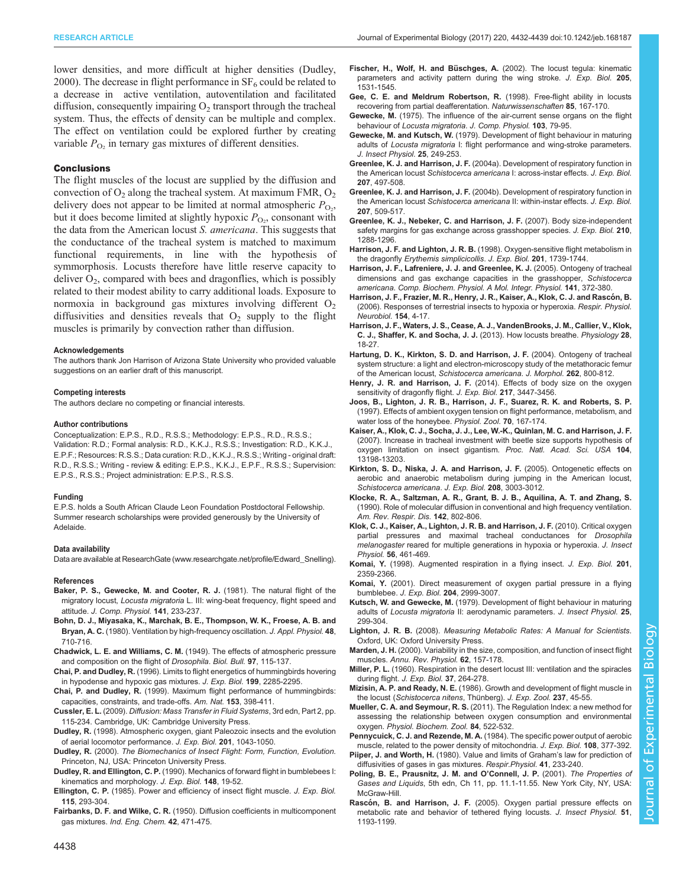lower densities, and more difficult at higher densities (Dudley, 2000). The decrease in flight performance in $SF_6$ could be related to a decrease in active ventilation, autoventilation and facilitated diffusion, consequently impairing $O_2$ transport through the tracheal system. Thus, the effects of density can be multiple and complex. The effect on ventilation could be explored further by creating variable $P_{O_2}$ in ternary gas mixtures of different densities.

## Conclusions

The flight muscles of the locust are supplied by the diffusion and convection of $O_2$ along the tracheal system. At maximum FMR, $O_2$ delivery does not appear to be limited at normal atmospheric $P_{O_2}$, but it does become limited at slightly hypoxic $P_{O_2}$, consonant with the data from the American locust *S. americana*. This suggests that the conductance of the tracheal system is matched to maximum functional requirements, in line with the hypothesis of symmorphosis. Locusts therefore have little reserve capacity to deliver $O_2$, compared with bees and dragonflies, which is possibly related to their modest ability to carry additional loads. Exposure to normoxia in background gas mixtures involving different $O_2$ diffusivities and densities reveals that $O_2$ supply to the flight muscles is primarily by convection rather than diffusion.

#### Acknowledgements

The authors thank Jon Harrison of Arizona State University who provided valuable suggestions on an earlier draft of this manuscript.

#### Competing interests

The authors declare no competing or financial interests.

#### Author contributions

Conceptualization: E.P.S., R.D., R.S.S.; Methodology: E.P.S., R.D., R.S.S.; Validation: R.D.; Formal analysis: R.D., K.K.J., R.S.S.; Investigation: R.D., K.K.J., E.P.F.; Resources: R.S.S.; Data curation: R.D., K.K.J., R.S.S.; Writing - original draft: R.D., R.S.S.; Writing - review & editing: E.P.S., K.K.J., E.P.F., R.S.S.; Supervision: E.P.S., R.S.S.; Project administration: E.P.S., R.S.S.

#### Funding

E.P.S. holds a South African Claude Leon Foundation Postdoctoral Fellowship. Summer research scholarships were provided generously by the University of Adelaide.

#### Data availability

Data are available at ResearchGate (www.researchgate.net/profile/Edward_Snelling).

#### References

**Baker, P. S., Gewecke, M. and Cooter, R. J.** (1981). The natural flight of the migratory locust, *Locusta migratoria* L. III: wing-beat frequency, flight speed and attitude. *J. Comp. Physiol.* **141**, 233-237.

**Bohn, D. J., Miyasaka, K., Marchak, B. E., Thompson, W. K., Froese, A. B. and Bryan, A. C.** (1980). Ventilation by high-frequency oscillation. *J. Appl. Physiol.* **48**, 710-716.

**Chadwick, L. E. and Williams, C. M.** (1949). The effects of atmospheric pressure and composition on the flight of *Drosophila*. *Biol. Bull.* **97**, 115-137.

**Chai, P. and Dudley, R.** (1996). Limits to flight energetics of hummingbirds hovering in hypodense and hypoxic gas mixtures. *J. Exp. Biol.* **199**, 2285-2295.

**Chai, P. and Dudley, R.** (1999). Maximum flight performance of hummingbirds: capacities, constraints, and trade-offs. *Am. Nat.* **153**, 398-411.

**Cussler, E. L.** (2009). *Diffusion: Mass Transfer in Fluid Systems*, 3rd edn, Part 2, pp. 115-234. Cambridge, UK: Cambridge University Press.

**Dudley, R.** (1998). Atmospheric oxygen, giant Paleozoic insects and the evolution of aerial locomotor performance. *J. Exp. Biol.* **201**, 1043-1050.

**Dudley, R.** (2000). *The Biomechanics of Insect Flight: Form, Function, Evolution*. Princeton, NJ, USA: Princeton University Press.

**Dudley, R. and Ellington, C. P.** (1990). Mechanics of forward flight in bumblebees I: kinematics and morphology. *J. Exp. Biol.* **148**, 19-52.

**Ellington, C. P.** (1985). Power and efficiency of insect flight muscle. *J. Exp. Biol.* **115**, 293-304.

**Fairbanks, D. F. and Wilke, C. R.** (1950). Diffusion coefficients in multicomponent gas mixtures. *Ind. Eng. Chem.* **42**, 471-475.

**Fischer, H., Wolf, H. and Büschges, A.** (2002). The locust tegula: kinematic parameters and activity pattern during the wing stroke. *J. Exp. Biol.* **205**, 1531-1545.

**Gee, C. E. and Meldrum Robertson, R.** (1998). Free-flight ability in locusts recovering from partial deafferentation. *Naturwissenschaften* **85**, 167-170.

**Gewecke, M.** (1975). The influence of the air-current sense organs on the flight behaviour of *Locusta migratoria*. *J. Comp. Physiol.* **103**, 79-95.

**Gewecke, M. and Kutsch, W.** (1979). Development of flight behaviour in maturing adults of *Locusta migratoria* I: flight performance and wing-stroke parameters. *J. Insect Physiol.* **25**, 249-253.

**Greenlee, K. J. and Harrison, J. F.** (2004a). Development of respiratory function in the American locust *Schistocerca americana* I: across-instar effects. *J. Exp. Biol.* **207**, 497-508.

**Greenlee, K. J. and Harrison, J. F.** (2004b). Development of respiratory function in the American locust *Schistocerca americana* II: within-instar effects. *J. Exp. Biol.* **207**, 509-517.

**Greenlee, K. J., Nebeker, C. and Harrison, J. F.** (2007). Body size-independent safety margins for gas exchange across grasshopper species. *J. Exp. Biol.* **210**, 1288-1296.

**Harrison, J. F. and Lighton, J. R. B.** (1998). Oxygen-sensitive flight metabolism in the dragonfly *Erythemis simplicicollis*. *J. Exp. Biol.* **201**, 1739-1744.

**Harrison, J. F., Lafreniere, J. J. and Greenlee, K. J.** (2005). Ontogeny of tracheal dimensions and gas exchange capacities in the grasshopper, *Schistocerca americana*. *Comp. Biochem. Physiol. A Mol. Integr. Physiol.* **141**, 372-380.

**Harrison, J. F., Frazier, M. R., Henry, J. R., Kaiser, A., Klok, C. J. and Rascón, B.** (2006). Responses of terrestrial insects to hypoxia or hyperoxia. *Respir. Physiol. Neurobiol.* **154**, 4-17.

**Harrison, J. F., Waters, J. S., Cease, A. J., VandenBrooks, J. M., Callier, V., Klok, C. J., Shaffer, K. and Socha, J. J.** (2013). How locusts breathe. *Physiology* **28**, 18-27.

**Hartung, D. K., Kirkton, S. D. and Harrison, J. F.** (2004). Ontogeny of tracheal system structure: a light and electron-microscopy study of the metathoracic femur of the American locust, *Schistocerca americana*. *J. Morphol.* **262**, 800-812.

**Henry, J. R. and Harrison, J. F.** (2014). Effects of body size on the oxygen sensitivity of dragonfly flight. *J. Exp. Biol.* **217**, 3447-3456.

**Joos, B., Lighton, J. R. B., Harrison, J. F., Suarez, R. K. and Roberts, S. P.** (1997). Effects of ambient oxygen tension on flight performance, metabolism, and water loss of the honeybee. *Physiol. Zool.* **70**, 167-174.

**Kaiser, A., Klok, C. J., Socha, J. J., Lee, W.-K., Quinlan, M. C. and Harrison, J. F.** (2007). Increase in tracheal investment with beetle size supports hypothesis of oxygen limitation on insect gigantism. *Proc. Natl. Acad. Sci. USA* **104**, 13198-13203.

**Kirkton, S. D., Niska, J. A. and Harrison, J. F.** (2005). Ontogenetic effects on aerobic and anaerobic metabolism during jumping in the American locust, *Schistocerca americana*. *J. Exp. Biol.* **208**, 3003-3012.

**Klocke, R. A., Saltzman, A. R., Grant, B. J. B., Aquilina, A. T. and Zhang, S.** (1990). Role of molecular diffusion in conventional and high frequency ventilation. *Am. Rev. Respir. Dis.* **142**, 802-806.

**Klok, C. J., Kaiser, A., Lighton, J. R. B. and Harrison, J. F.** (2010). Critical oxygen partial pressures and maximal tracheal conductances for *Drosophila melanogaster* reared for multiple generations in hypoxia or hyperoxia. *J. Insect Physiol.* **56**, 461-469.

**Komai, Y.** (1998). Augmented respiration in a flying insect. *J. Exp. Biol.* **201**, 2359-2366.

**Komai, Y.** (2001). Direct measurement of oxygen partial pressure in a flying bumblebee. *J. Exp. Biol.* **204**, 2999-3007.

**Kutsch, W. and Gewecke, M.** (1979). Development of flight behaviour in maturing adults of *Locusta migratoria* II: aerodynamic parameters. *J. Insect Physiol.* **25**, 299-304.

**Lighton, J. R. B.** (2008). *Measuring Metabolic Rates: A Manual for Scientists*. Oxford, UK: Oxford University Press.

**Marden, J. H.** (2000). Variability in the size, composition, and function of insect flight muscles. *Annu. Rev. Physiol.* **62**, 157-178.

**Miller, P. L.** (1960). Respiration in the desert locust III: ventilation and the spiracles during flight. *J. Exp. Biol.* **37**, 264-278.

**Mizisin, A. P. and Ready, N. E.** (1986). Growth and development of flight muscle in the locust (*Schistocerca nitens*, Thünberg). *J. Exp. Zool.* **237**, 45-55.

**Mueller, C. A. and Seymour, R. S.** (2011). The Regulation Index: a new method for assessing the relationship between oxygen consumption and environmental oxygen. *Physiol. Biochem. Zool.* **84**, 522-532.

**Pennycuick, C. J. and Rezende, M. A.** (1984). The specific power output of aerobic muscle, related to the power density of mitochondria. *J. Exp. Biol.* **108**, 377-392.

**Piiper, J. and Worth, H.** (1980). Value and limits of Graham's law for prediction of diffusivities of gases in gas mixtures. *Respir.Physiol.* **41**, 233-240.

**Poling, B. E., Prausnitz, J. M. and O'Connell, J. P.** (2001). *The Properties of Gases and Liquids*, 5th edn, Ch 11, pp. 11.1-11.55. New York City, NY, USA: McGraw-Hill.

**Rascón, B. and Harrison, J. F.** (2005). Oxygen partial pressure effects on metabolic rate and behavior of tethered flying locusts. *J. Insect Physiol.* **51**, 1193-1199.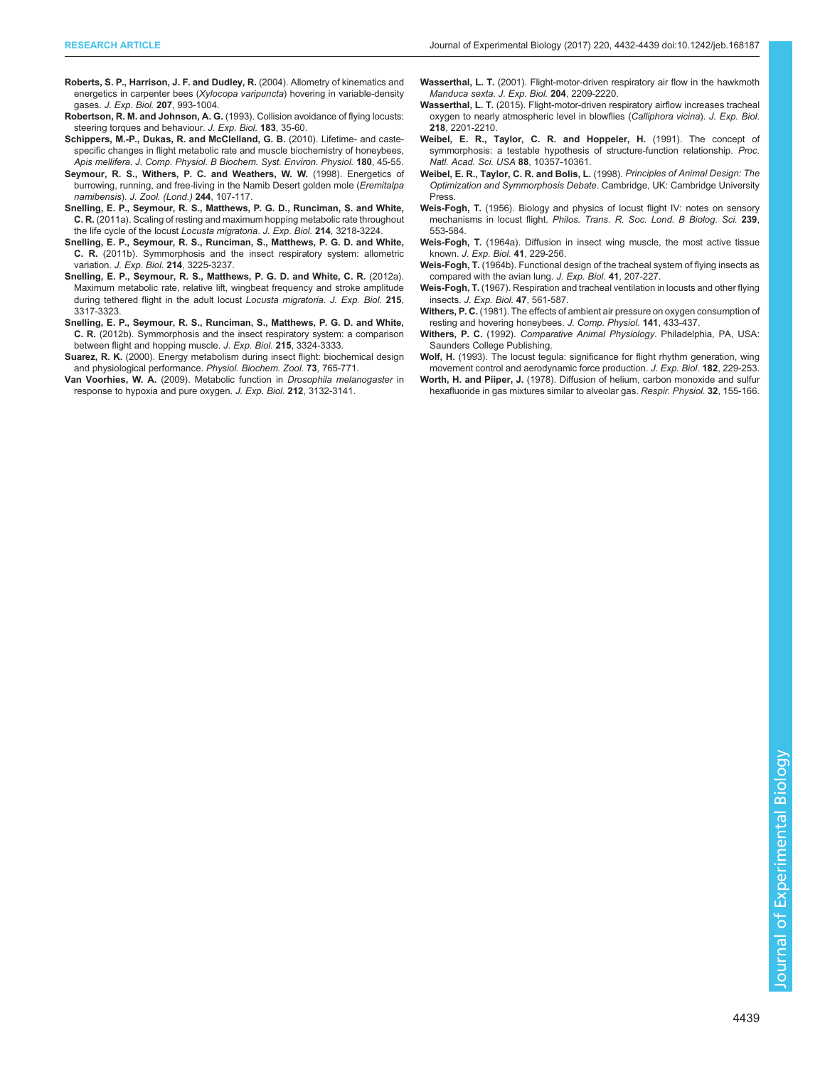**Roberts, S. P., Harrison, J. F. and Dudley, R.** (2004). Allometry of kinematics and energetics in carpenter bees (*Xylocopa varipuncta*) hovering in variable-density gases. *J. Exp. Biol.* **207**, 993-1004.

**Robertson, R. M. and Johnson, A. G.** (1993). Collision avoidance of flying locusts: steering torques and behaviour. *J. Exp. Biol.* **183**, 35-60.

**Schippers, M.-P., Dukas, R. and McClelland, G. B.** (2010). Lifetime- and caste-specific changes in flight metabolic rate and muscle biochemistry of honeybees, *Apis mellifera*. *J. Comp. Physiol. B Biochem. Syst. Environ. Physiol.* **180**, 45-55.

**Seymour, R. S., Withers, P. C. and Weathers, W. W.** (1998). Energetics of burrowing, running, and free-living in the Namib Desert golden mole (*Eremitalpa namibensis*). *J. Zool. (Lond.)* **244**, 107-117.

**Snelling, E. P., Seymour, R. S., Matthews, P. G. D., Runciman, S. and White, C. R.** (2011a). Scaling of resting and maximum hopping metabolic rate throughout the life cycle of the locust *Locusta migratoria*. *J. Exp. Biol.* **214**, 3218-3224.

**Snelling, E. P., Seymour, R. S., Runciman, S., Matthews, P. G. D. and White, C. R.** (2011b). Symmorphosis and the insect respiratory system: allometric variation. *J. Exp. Biol.* **214**, 3225-3237.

**Snelling, E. P., Seymour, R. S., Matthews, P. G. D. and White, C. R.** (2012a). Maximum metabolic rate, relative lift, wingbeat frequency and stroke amplitude during tethered flight in the adult locust *Locusta migratoria*. *J. Exp. Biol.* **215**, 3317-3323.

**Snelling, E. P., Seymour, R. S., Runciman, S., Matthews, P. G. D. and White, C. R.** (2012b). Symmorphosis and the insect respiratory system: a comparison between flight and hopping muscle. *J. Exp. Biol.* **215**, 3324-3333.

**Suarez, R. K.** (2000). Energy metabolism during insect flight: biochemical design and physiological performance. *Physiol. Biochem. Zool.* **73**, 765-771.

**Van Voorhies, W. A.** (2009). Metabolic function in *Drosophila melanogaster* in response to hypoxia and pure oxygen. *J. Exp. Biol.* **212**, 3132-3141.

**Wasserthal, L. T.** (2001). Flight-motor-driven respiratory air flow in the hawkmoth *Manduca sexta*. *J. Exp. Biol.* **204**, 2209-2220.

**Wasserthal, L. T.** (2015). Flight-motor-driven respiratory airflow increases tracheal oxygen to nearly atmospheric level in blowflies (*Calliphora vicina*). *J. Exp. Biol.* **218**, 2201-2210.

**Weibel, E. R., Taylor, C. R. and Hoppeler, H.** (1991). The concept of symmorphosis: a testable hypothesis of structure-function relationship. *Proc. Natl. Acad. Sci. USA* **88**, 10357-10361.

**Weibel, E. R., Taylor, C. R. and Bolis, L.** (1998). *Principles of Animal Design: The Optimization and Symmorphosis Debate*. Cambridge, UK: Cambridge University Press.

**Weis-Fogh, T.** (1956). Biology and physics of locust flight IV: notes on sensory mechanisms in locust flight. *Philos. Trans. R. Soc. Lond. B Biolog. Sci.* **239**, 553-584.

**Weis-Fogh, T.** (1964a). Diffusion in insect wing muscle, the most active tissue known. *J. Exp. Biol.* **41**, 229-256.

**Weis-Fogh, T.** (1964b). Functional design of the tracheal system of flying insects as compared with the avian lung. *J. Exp. Biol.* **41**, 207-227.

**Weis-Fogh, T.** (1967). Respiration and tracheal ventilation in locusts and other flying insects. *J. Exp. Biol.* **47**, 561-587.

**Withers, P. C.** (1981). The effects of ambient air pressure on oxygen consumption of resting and hovering honeybees. *J. Comp. Physiol.* **141**, 433-437.

**Withers, P. C.** (1992). *Comparative Animal Physiology*. Philadelphia, PA, USA: Saunders College Publishing.

**Wolf, H.** (1993). The locust tegula: significance for flight rhythm generation, wing movement control and aerodynamic force production. *J. Exp. Biol.* **182**, 229-253.

**Worth, H. and Piiper, J.** (1978). Diffusion of helium, carbon monoxide and sulfur hexafluoride in gas mixtures similar to alveolar gas. *Respir. Physiol.* **32**, 155-166.